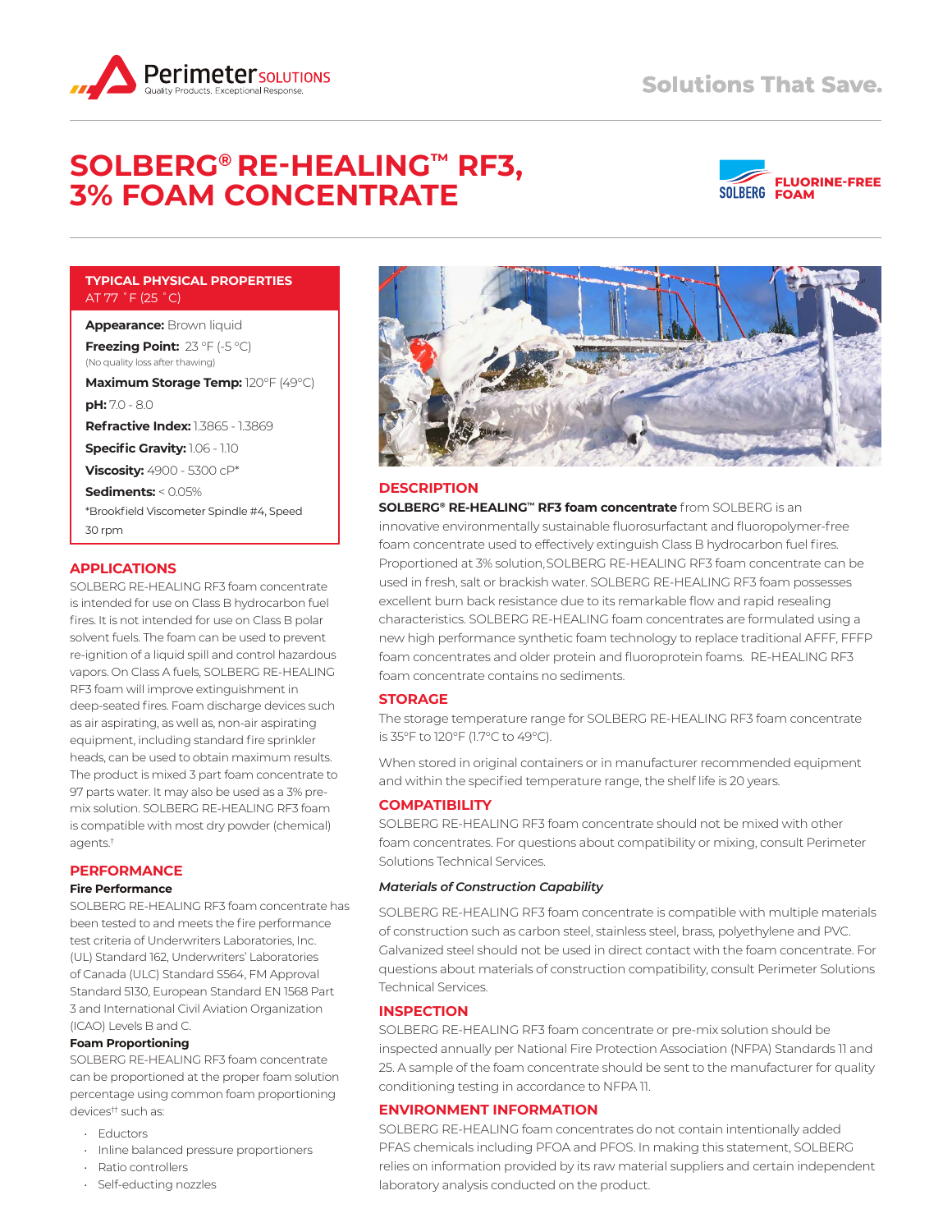Perimeter SOLUTIONS
Quality Products. Exceptional Response.

Solutions That Save.

# SOLBERG® RE-HEALING™ RF3, 3% FOAM CONCENTRATE

SOLBERG FLUORINE-FREE FOAM

## TYPICAL PHYSICAL PROPERTIES AT 77 ˚F (25 ˚C)

**Appearance:** Brown liquid

**Freezing Point:** 23 °F (-5 °C)
(No quality loss after thawing)

**Maximum Storage Temp:** 120°F (49°C)

**pH:** 7.0 - 8.0

**Refractive Index:** 1.3865 - 1.3869

**Specific Gravity:** 1.06 - 1.10

**Viscosity:** 4900 - 5300 cP*

**Sediments:** < 0.05%

*Brookfield Viscometer Spindle #4, Speed 30 rpm

## APPLICATIONS

SOLBERG RE-HEALING RF3 foam concentrate is intended for use on Class B hydrocarbon fuel fires. It is not intended for use on Class B polar solvent fuels. The foam can be used to prevent re-ignition of a liquid spill and control hazardous vapors. On Class A fuels, SOLBERG RE-HEALING RF3 foam will improve extinguishment in deep-seated fires. Foam discharge devices such as air aspirating, as well as, non-air aspirating equipment, including standard fire sprinkler heads, can be used to obtain maximum results. The product is mixed 3 part foam concentrate to 97 parts water. It may also be used as a 3% pre-mix solution. SOLBERG RE-HEALING RF3 foam is compatible with most dry powder (chemical) agents.†

## PERFORMANCE

### Fire Performance

SOLBERG RE-HEALING RF3 foam concentrate has been tested to and meets the fire performance test criteria of Underwriters Laboratories, Inc. (UL) Standard 162, Underwriters' Laboratories of Canada (ULC) Standard S564, FM Approval Standard 5130, European Standard EN 1568 Part 3 and International Civil Aviation Organization (ICAO) Levels B and C.

### Foam Proportioning

SOLBERG RE-HEALING RF3 foam concentrate can be proportioned at the proper foam solution percentage using common foam proportioning devices†† such as:

- Eductors
- Inline balanced pressure proportioners
- Ratio controllers
- Self-educting nozzles

## DESCRIPTION

**SOLBERG® RE-HEALING™ RF3 foam concentrate** from SOLBERG is an innovative environmentally sustainable fluorosurfactant and fluoropolymer-free foam concentrate used to effectively extinguish Class B hydrocarbon fuel fires. Proportioned at 3% solution, SOLBERG RE-HEALING RF3 foam concentrate can be used in fresh, salt or brackish water. SOLBERG RE-HEALING RF3 foam possesses excellent burn back resistance due to its remarkable flow and rapid resealing characteristics. SOLBERG RE-HEALING foam concentrates are formulated using a new high performance synthetic foam technology to replace traditional AFFF, FFFP foam concentrates and older protein and fluoroprotein foams. RE-HEALING RF3 foam concentrate contains no sediments.

## STORAGE

The storage temperature range for SOLBERG RE-HEALING RF3 foam concentrate is 35°F to 120°F (1.7°C to 49°C).

When stored in original containers or in manufacturer recommended equipment and within the specified temperature range, the shelf life is 20 years.

## COMPATIBILITY

SOLBERG RE-HEALING RF3 foam concentrate should not be mixed with other foam concentrates. For questions about compatibility or mixing, consult Perimeter Solutions Technical Services.

*Materials of Construction Capability*

SOLBERG RE-HEALING RF3 foam concentrate is compatible with multiple materials of construction such as carbon steel, stainless steel, brass, polyethylene and PVC. Galvanized steel should not be used in direct contact with the foam concentrate. For questions about materials of construction compatibility, consult Perimeter Solutions Technical Services.

## INSPECTION

SOLBERG RE-HEALING RF3 foam concentrate or pre-mix solution should be inspected annually per National Fire Protection Association (NFPA) Standards 11 and 25. A sample of the foam concentrate should be sent to the manufacturer for quality conditioning testing in accordance to NFPA 11.

## ENVIRONMENT INFORMATION

SOLBERG RE-HEALING foam concentrates do not contain intentionally added PFAS chemicals including PFOA and PFOS. In making this statement, SOLBERG relies on information provided by its raw material suppliers and certain independent laboratory analysis conducted on the product.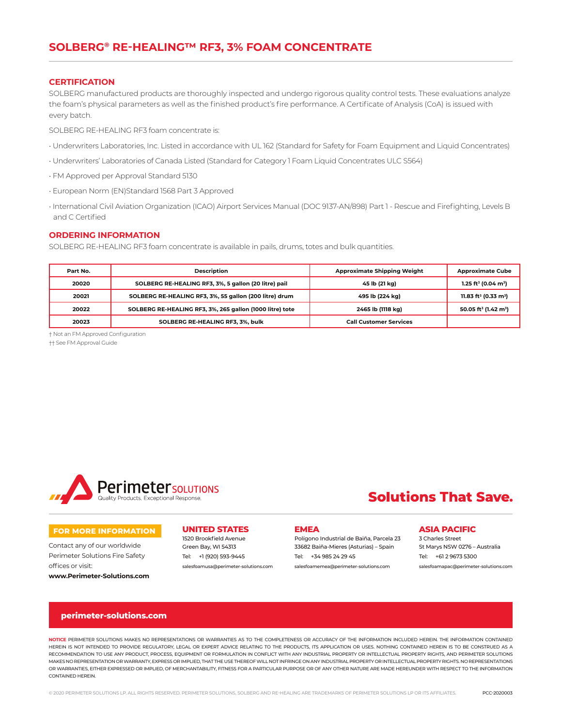# SOLBERG® RE-HEALING™ RF3, 3% FOAM CONCENTRATE

## CERTIFICATION

SOLBERG manufactured products are thoroughly inspected and undergo rigorous quality control tests. These evaluations analyze the foam's physical parameters as well as the finished product's fire performance. A Certificate of Analysis (CoA) is issued with every batch.

SOLBERG RE-HEALING RF3 foam concentrate is:

- Underwriters Laboratories, Inc. Listed in accordance with UL 162 (Standard for Safety for Foam Equipment and Liquid Concentrates)
- Underwriters' Laboratories of Canada Listed (Standard for Category 1 Foam Liquid Concentrates ULC S564)
- FM Approved per Approval Standard 5130
- European Norm (EN)Standard 1568 Part 3 Approved
- International Civil Aviation Organization (ICAO) Airport Services Manual (DOC 9137-AN/898) Part 1 - Rescue and Firefighting, Levels B and C Certified

## ORDERING INFORMATION

SOLBERG RE-HEALING RF3 foam concentrate is available in pails, drums, totes and bulk quantities.

| Part No. | Description | Approximate Shipping Weight | Approximate Cube |
|---|---|---|---|
| 20020 | SOLBERG RE-HEALING RF3, 3%, 5 gallon (20 litre) pail | 45 lb (21 kg) | 1.25 $ft^3$ (0.04 $m^3$) |
| 20021 | SOLBERG RE-HEALING RF3, 3%, 55 gallon (200 litre) drum | 495 lb (224 kg) | 11.83 $ft^3$ (0.33 $m^3$) |
| 20022 | SOLBERG RE-HEALING RF3, 3%, 265 gallon (1000 litre) tote | 2465 lb (1118 kg) | 50.05 $ft^3$ (1.42 $m^3$) |
| 20023 | SOLBERG RE-HEALING RF3, 3%, bulk | Call Customer Services | |

† Not an FM Approved Configuration

†† See FM Approval Guide

Perimeter SOLUTIONS
Quality Products. Exceptional Response.

**Solutions That Save.**

**FOR MORE INFORMATION**

Contact any of our worldwide Perimeter Solutions Fire Safety offices or visit:
**www.Perimeter-Solutions.com**

**UNITED STATES**
1520 Brookfield Avenue
Green Bay, WI 54313
Tel: +1 (920) 593-9445
salesfoamusa@perimeter-solutions.com

**EMEA**
Polígono Industrial de Baiña, Parcela 23
33682 Baiña-Mieres (Asturias) – Spain
Tel: +34 985 24 29 45
salesfoamemea@perimeter-solutions.com

**ASIA PACIFIC**
3 Charles Street
St Marys NSW 0276 – Australia
Tel: +61 2 9673 5300
salesfoamapac@perimeter-solutions.com

**perimeter-solutions.com**

**NOTICE** PERIMETER SOLUTIONS MAKES NO REPRESENTATIONS OR WARRANTIES AS TO THE COMPLETENESS OR ACCURACY OF THE INFORMATION INCLUDED HEREIN. THE INFORMATION CONTAINED HEREIN IS NOT INTENDED TO PROVIDE REGULATORY, LEGAL OR EXPERT ADVICE RELATING TO THE PRODUCTS, ITS APPLICATION OR USES. NOTHING CONTAINED HEREIN IS TO BE CONSTRUED AS A RECOMMENDATION TO USE ANY PRODUCT, PROCESS, EQUIPMENT OR FORMULATION IN CONFLICT WITH ANY INDUSTRIAL PROPERTY OR INTELLECTUAL PROPERTY RIGHTS, AND PERIMETER SOLUTIONS MAKES NO REPRESENTATION OR WARRANTY, EXPRESS OR IMPLIED, THAT THE USE THEREOF WILL NOT INFRINGE ON ANY INDUSTRIAL PROPERTY OR INTELLECTUAL PROPERTY RIGHTS. NO REPRESENTATIONS OR WARRANTIES, EITHER EXPRESSED OR IMPLIED, OF MERCHANTABILITY, FITNESS FOR A PARTICULAR PURPOSE OR OF ANY OTHER NATURE ARE MADE HEREUNDER WITH RESPECT TO THE INFORMATION CONTAINED HEREIN.

© 2020 PERIMETER SOLUTIONS LP. ALL RIGHTS RESERVED. PERIMETER SOLUTIONS, SOLBERG AND RE-HEALING ARE TRADEMARKS OF PERIMETER SOLUTIONS LP OR ITS AFFILIATES.

PCC-2020003